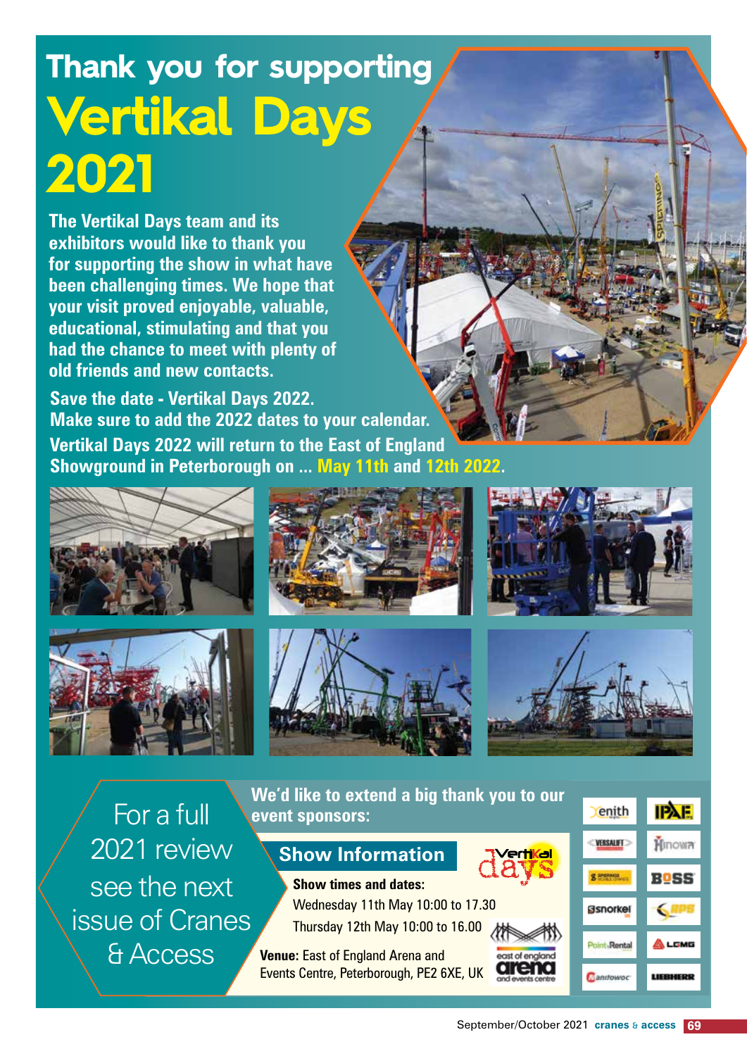# Thank you for supporting Vertikal Days 2021

**The Vertikal Days team and its exhibitors would like to thank you for supporting the show in what have been challenging times. We hope that your visit proved enjoyable, valuable, educational, stimulating and that you had the chance to meet with plenty of old friends and new contacts.**

**Save the date - Vertikal Days 2022. Make sure to add the 2022 dates to your calendar.**

**Vertikal Days 2022 will return to the East of England Showground in Peterborough on ... May 11th and 12th 2022.**

For a full 2021 review see the next issue of Cranes & Access

**We'd like to extend a big thank you to our event sponsors:**

## Show Information

**Show times and dates:**

Wednesday 11th May 10:00 to 17.30

Thursday 12th May 10:00 to 16.00

**Venue:** East of England Arena and Events Centre, Peterborough, PE2 6XE, UK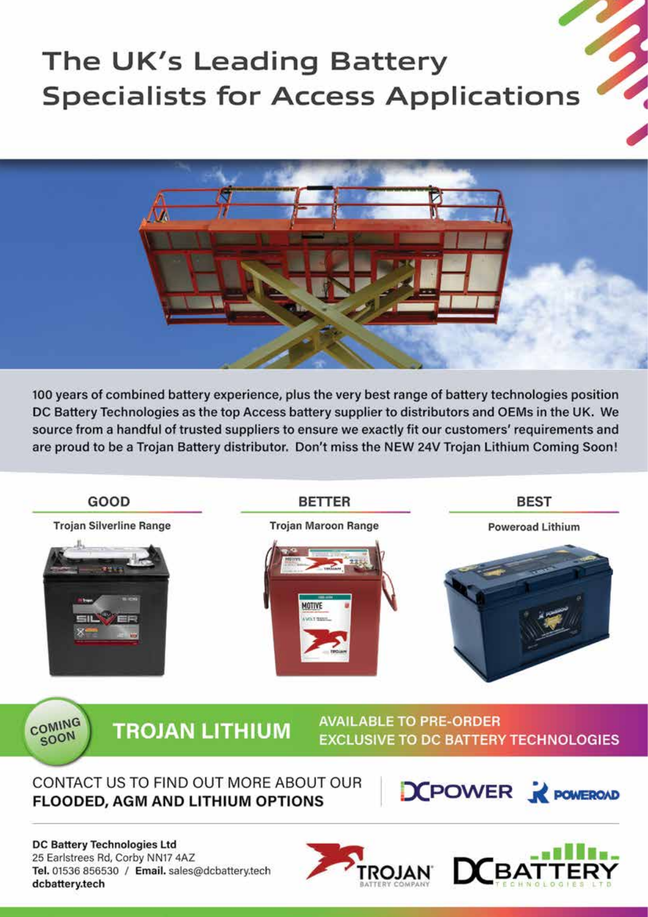# The UK's Leading Battery Specialists for Access Applications

100 years of combined battery experience, plus the very best range of battery technologies position DC Battery Technologies as the top Access battery supplier to distributors and OEMs in the UK. We source from a handful of trusted suppliers to ensure we exactly fit our customers' requirements and are proud to be a Trojan Battery distributor. Don't miss the NEW 24V Trojan Lithium Coming Soon!

| GOOD | BETTER | BEST |
| --- | --- | --- |
| Trojan Silverline Range | Trojan Maroon Range | Poweroad Lithium |

COMING SOON

**TROJAN LITHIUM**

**AVAILABLE TO PRE-ORDER**
**EXCLUSIVE TO DC BATTERY TECHNOLOGIES**

CONTACT US TO FIND OUT MORE ABOUT OUR
**FLOODED, AGM AND LITHIUM OPTIONS**

DCPOWER POWEROAD

**DC Battery Technologies Ltd**
25 Earlstrees Rd, Corby NN17 4AZ
**Tel.** 01536 856530 / **Email.** sales@dcbattery.tech
dcbattery.tech

TROJAN BATTERY COMPANY DC BATTERY TECHNOLOGIES LTD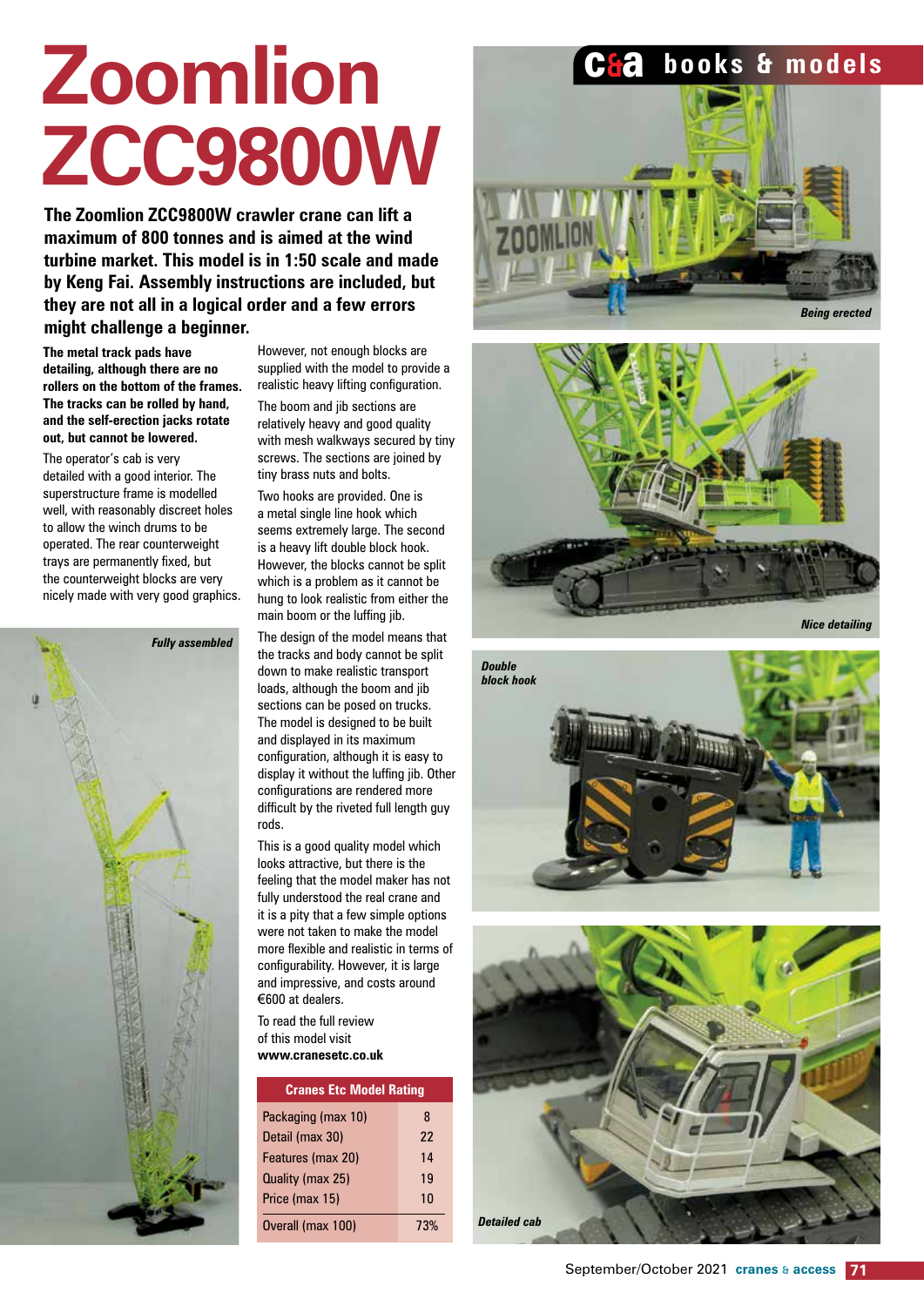# Zoomlion ZCC9800W

**The Zoomlion ZCC9800W crawler crane can lift a maximum of 800 tonnes and is aimed at the wind turbine market. This model is in 1:50 scale and made by Keng Fai. Assembly instructions are included, but they are not all in a logical order and a few errors might challenge a beginner.**

**The metal track pads have detailing, although there are no rollers on the bottom of the frames. The tracks can be rolled by hand, and the self-erection jacks rotate out, but cannot be lowered.**

The operator's cab is very detailed with a good interior. The superstructure frame is modelled well, with reasonably discreet holes to allow the winch drums to be operated. The rear counterweight trays are permanently fixed, but the counterweight blocks are very nicely made with very good graphics.

*Fully assembled*

However, not enough blocks are supplied with the model to provide a realistic heavy lifting configuration.

The boom and jib sections are relatively heavy and good quality with mesh walkways secured by tiny screws. The sections are joined by tiny brass nuts and bolts.

Two hooks are provided. One is a metal single line hook which seems extremely large. The second is a heavy lift double block hook. However, the blocks cannot be split which is a problem as it cannot be hung to look realistic from either the main boom or the luffing jib.

The design of the model means that the tracks and body cannot be split down to make realistic transport loads, although the boom and jib sections can be posed on trucks. The model is designed to be built and displayed in its maximum configuration, although it is easy to display it without the luffing jib. Other configurations are rendered more difficult by the riveted full length guy rods.

This is a good quality model which looks attractive, but there is the feeling that the model maker has not fully understood the real crane and it is a pity that a few simple options were not taken to make the model more flexible and realistic in terms of configurability. However, it is large and impressive, and costs around €600 at dealers.

To read the full review of this model visit **www.cranesetc.co.uk**

| Cranes Etc Model Rating | |
|---|---|
| Packaging (max 10) | 8 |
| Detail (max 30) | 22 |
| Features (max 20) | 14 |
| Quality (max 25) | 19 |
| Price (max 15) | 10 |
| Overall (max 100) | 73% |

*Being erected*

*Nice detailing*

*Double block hook*

*Detailed cab*